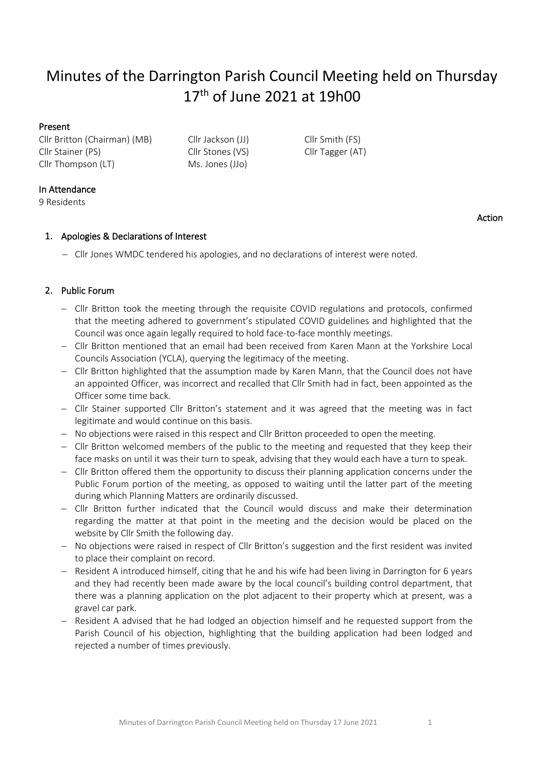# Minutes of the Darrington Parish Council Meeting held on Thursday 17th of June 2021 at 19h00

**Present**

Cllr Britton (Chairman) (MB)
Cllr Jackson (JJ)
Cllr Smith (FS)
Cllr Stainer (PS)
Cllr Stones (VS)
Cllr Tagger (AT)
Cllr Thompson (LT)
Ms. Jones (JJo)

**In Attendance**

9 Residents

**Action**

## 1. Apologies & Declarations of Interest

- Cllr Jones WMDC tendered his apologies, and no declarations of interest were noted.

## 2. Public Forum

- Cllr Britton took the meeting through the requisite COVID regulations and protocols, confirmed that the meeting adhered to government's stipulated COVID guidelines and highlighted that the Council was once again legally required to hold face-to-face monthly meetings.
- Cllr Britton mentioned that an email had been received from Karen Mann at the Yorkshire Local Councils Association (YCLA), querying the legitimacy of the meeting.
- Cllr Britton highlighted that the assumption made by Karen Mann, that the Council does not have an appointed Officer, was incorrect and recalled that Cllr Smith had in fact, been appointed as the Officer some time back.
- Cllr Stainer supported Cllr Britton's statement and it was agreed that the meeting was in fact legitimate and would continue on this basis.
- No objections were raised in this respect and Cllr Britton proceeded to open the meeting.
- Cllr Britton welcomed members of the public to the meeting and requested that they keep their face masks on until it was their turn to speak, advising that they would each have a turn to speak.
- Cllr Britton offered them the opportunity to discuss their planning application concerns under the Public Forum portion of the meeting, as opposed to waiting until the latter part of the meeting during which Planning Matters are ordinarily discussed.
- Cllr Britton further indicated that the Council would discuss and make their determination regarding the matter at that point in the meeting and the decision would be placed on the website by Cllr Smith the following day.
- No objections were raised in respect of Cllr Britton's suggestion and the first resident was invited to place their complaint on record.
- Resident A introduced himself, citing that he and his wife had been living in Darrington for 6 years and they had recently been made aware by the local council's building control department, that there was a planning application on the plot adjacent to their property which at present, was a gravel car park.
- Resident A advised that he had lodged an objection himself and he requested support from the Parish Council of his objection, highlighting that the building application had been lodged and rejected a number of times previously.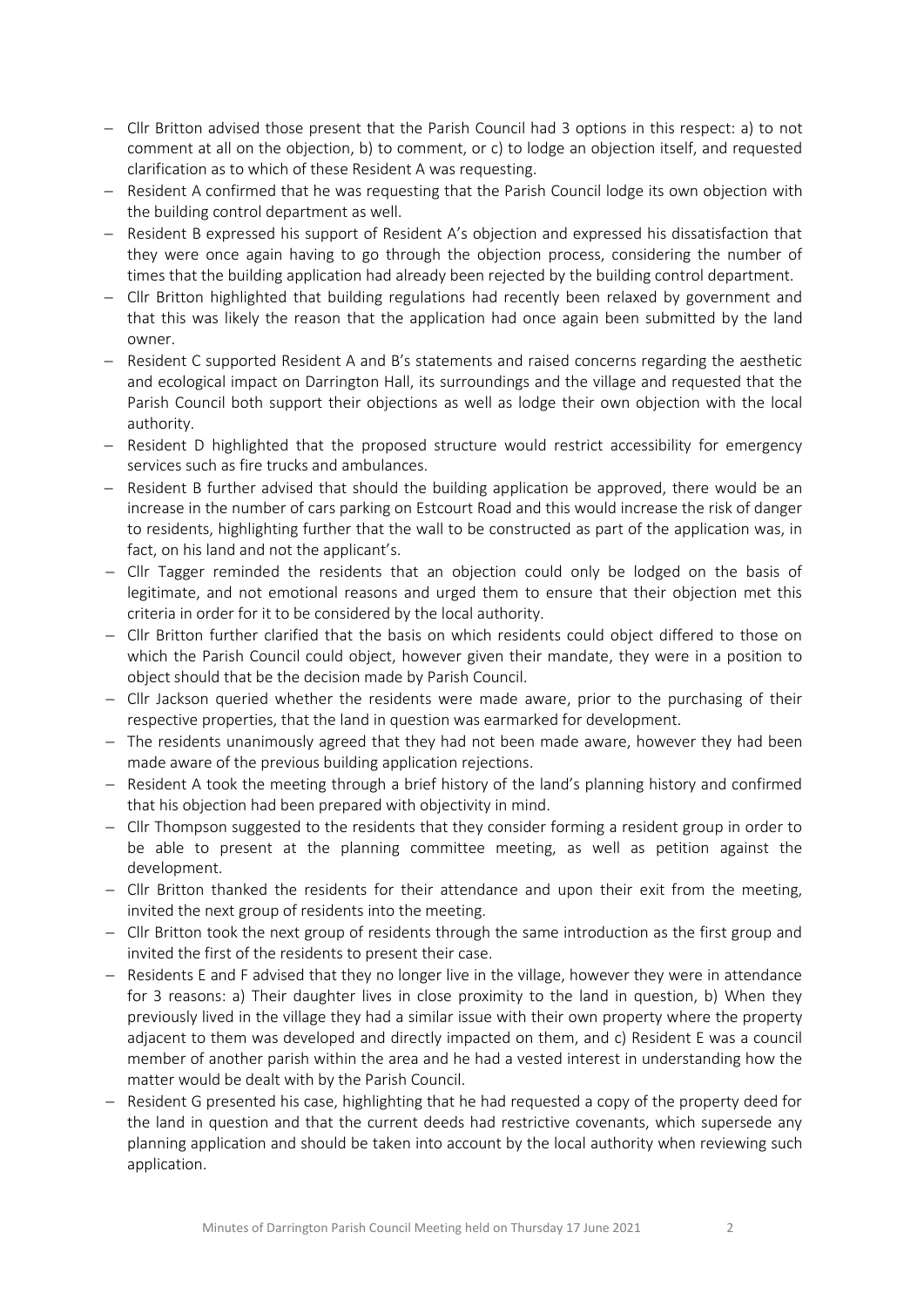- Cllr Britton advised those present that the Parish Council had 3 options in this respect: a) to not comment at all on the objection, b) to comment, or c) to lodge an objection itself, and requested clarification as to which of these Resident A was requesting.
- Resident A confirmed that he was requesting that the Parish Council lodge its own objection with the building control department as well.
- Resident B expressed his support of Resident A's objection and expressed his dissatisfaction that they were once again having to go through the objection process, considering the number of times that the building application had already been rejected by the building control department.
- Cllr Britton highlighted that building regulations had recently been relaxed by government and that this was likely the reason that the application had once again been submitted by the land owner.
- Resident C supported Resident A and B's statements and raised concerns regarding the aesthetic and ecological impact on Darrington Hall, its surroundings and the village and requested that the Parish Council both support their objections as well as lodge their own objection with the local authority.
- Resident D highlighted that the proposed structure would restrict accessibility for emergency services such as fire trucks and ambulances.
- Resident B further advised that should the building application be approved, there would be an increase in the number of cars parking on Estcourt Road and this would increase the risk of danger to residents, highlighting further that the wall to be constructed as part of the application was, in fact, on his land and not the applicant's.
- Cllr Tagger reminded the residents that an objection could only be lodged on the basis of legitimate, and not emotional reasons and urged them to ensure that their objection met this criteria in order for it to be considered by the local authority.
- Cllr Britton further clarified that the basis on which residents could object differed to those on which the Parish Council could object, however given their mandate, they were in a position to object should that be the decision made by Parish Council.
- Cllr Jackson queried whether the residents were made aware, prior to the purchasing of their respective properties, that the land in question was earmarked for development.
- The residents unanimously agreed that they had not been made aware, however they had been made aware of the previous building application rejections.
- Resident A took the meeting through a brief history of the land's planning history and confirmed that his objection had been prepared with objectivity in mind.
- Cllr Thompson suggested to the residents that they consider forming a resident group in order to be able to present at the planning committee meeting, as well as petition against the development.
- Cllr Britton thanked the residents for their attendance and upon their exit from the meeting, invited the next group of residents into the meeting.
- Cllr Britton took the next group of residents through the same introduction as the first group and invited the first of the residents to present their case.
- Residents E and F advised that they no longer live in the village, however they were in attendance for 3 reasons: a) Their daughter lives in close proximity to the land in question, b) When they previously lived in the village they had a similar issue with their own property where the property adjacent to them was developed and directly impacted on them, and c) Resident E was a council member of another parish within the area and he had a vested interest in understanding how the matter would be dealt with by the Parish Council.
- Resident G presented his case, highlighting that he had requested a copy of the property deed for the land in question and that the current deeds had restrictive covenants, which supersede any planning application and should be taken into account by the local authority when reviewing such application.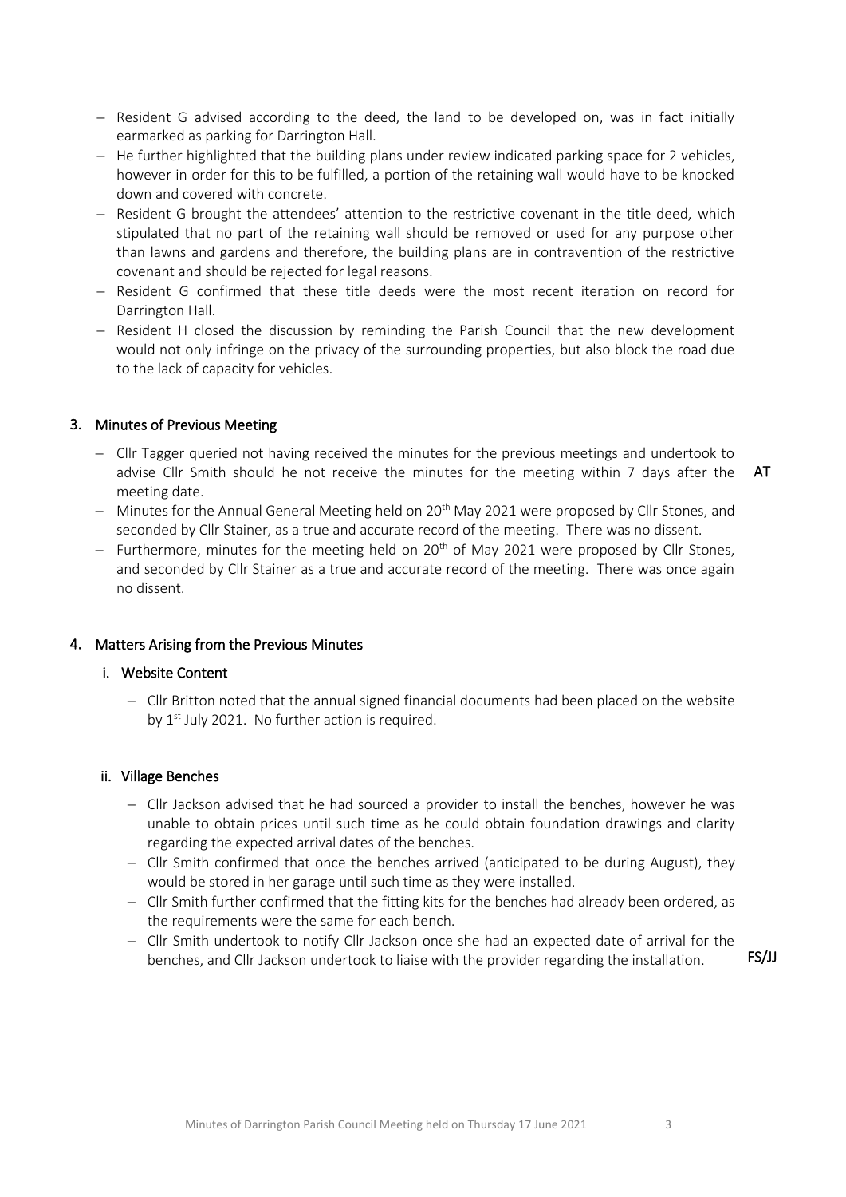- Resident G advised according to the deed, the land to be developed on, was in fact initially earmarked as parking for Darrington Hall.
- He further highlighted that the building plans under review indicated parking space for 2 vehicles, however in order for this to be fulfilled, a portion of the retaining wall would have to be knocked down and covered with concrete.
- Resident G brought the attendees' attention to the restrictive covenant in the title deed, which stipulated that no part of the retaining wall should be removed or used for any purpose other than lawns and gardens and therefore, the building plans are in contravention of the restrictive covenant and should be rejected for legal reasons.
- Resident G confirmed that these title deeds were the most recent iteration on record for Darrington Hall.
- Resident H closed the discussion by reminding the Parish Council that the new development would not only infringe on the privacy of the surrounding properties, but also block the road due to the lack of capacity for vehicles.

## 3. Minutes of Previous Meeting

- Cllr Tagger queried not having received the minutes for the previous meetings and undertook to advise Cllr Smith should he not receive the minutes for the meeting within 7 days after the meeting date. **AT**
- Minutes for the Annual General Meeting held on 20th May 2021 were proposed by Cllr Stones, and seconded by Cllr Stainer, as a true and accurate record of the meeting. There was no dissent.
- Furthermore, minutes for the meeting held on 20th of May 2021 were proposed by Cllr Stones, and seconded by Cllr Stainer as a true and accurate record of the meeting. There was once again no dissent.

## 4. Matters Arising from the Previous Minutes

### i. Website Content

- Cllr Britton noted that the annual signed financial documents had been placed on the website by 1st July 2021. No further action is required.

### ii. Village Benches

- Cllr Jackson advised that he had sourced a provider to install the benches, however he was unable to obtain prices until such time as he could obtain foundation drawings and clarity regarding the expected arrival dates of the benches.
- Cllr Smith confirmed that once the benches arrived (anticipated to be during August), they would be stored in her garage until such time as they were installed.
- Cllr Smith further confirmed that the fitting kits for the benches had already been ordered, as the requirements were the same for each bench.
- Cllr Smith undertook to notify Cllr Jackson once she had an expected date of arrival for the benches, and Cllr Jackson undertook to liaise with the provider regarding the installation. **FS/JJ**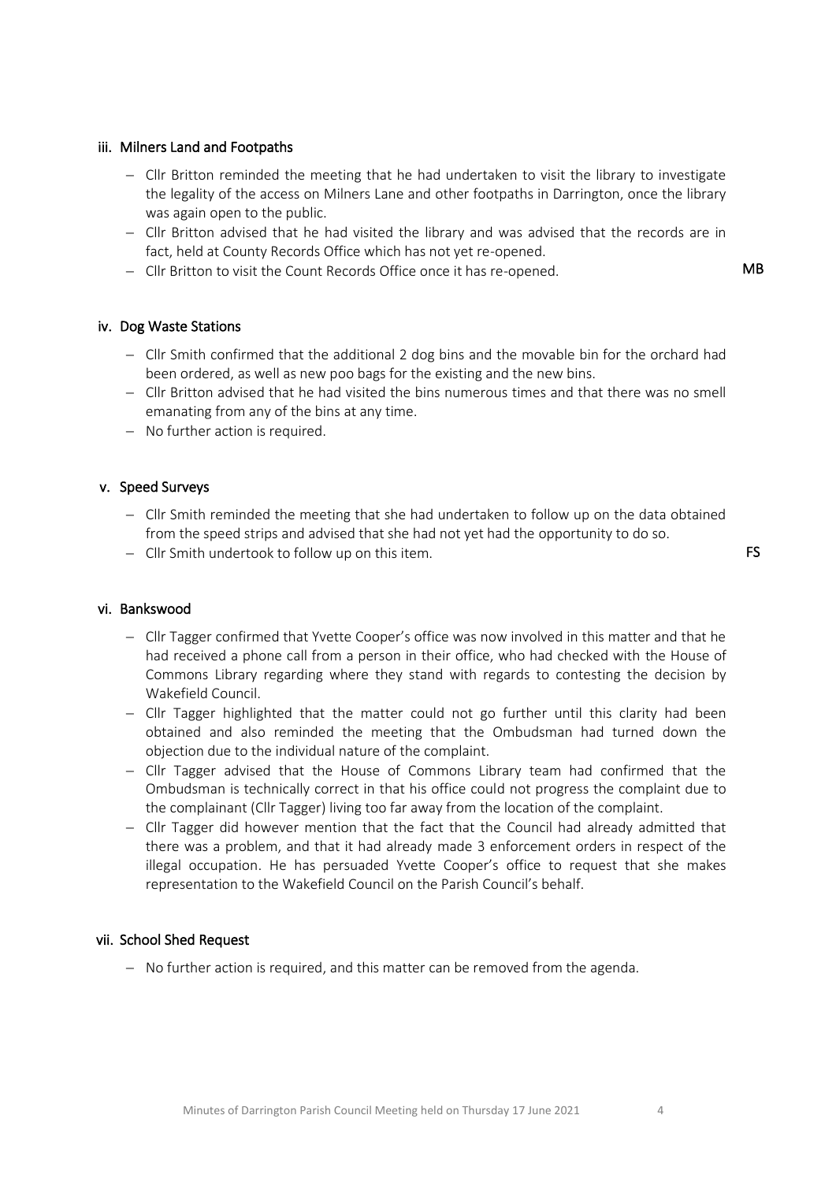### iii. Milners Land and Footpaths

- Cllr Britton reminded the meeting that he had undertaken to visit the library to investigate the legality of the access on Milners Lane and other footpaths in Darrington, once the library was again open to the public.
- Cllr Britton advised that he had visited the library and was advised that the records are in fact, held at County Records Office which has not yet re-opened.
- Cllr Britton to visit the Count Records Office once it has re-opened. **MB**

### iv. Dog Waste Stations

- Cllr Smith confirmed that the additional 2 dog bins and the movable bin for the orchard had been ordered, as well as new poo bags for the existing and the new bins.
- Cllr Britton advised that he had visited the bins numerous times and that there was no smell emanating from any of the bins at any time.
- No further action is required.

### v. Speed Surveys

- Cllr Smith reminded the meeting that she had undertaken to follow up on the data obtained from the speed strips and advised that she had not yet had the opportunity to do so.
- Cllr Smith undertook to follow up on this item. **FS**

### vi. Bankswood

- Cllr Tagger confirmed that Yvette Cooper's office was now involved in this matter and that he had received a phone call from a person in their office, who had checked with the House of Commons Library regarding where they stand with regards to contesting the decision by Wakefield Council.
- Cllr Tagger highlighted that the matter could not go further until this clarity had been obtained and also reminded the meeting that the Ombudsman had turned down the objection due to the individual nature of the complaint.
- Cllr Tagger advised that the House of Commons Library team had confirmed that the Ombudsman is technically correct in that his office could not progress the complaint due to the complainant (Cllr Tagger) living too far away from the location of the complaint.
- Cllr Tagger did however mention that the fact that the Council had already admitted that there was a problem, and that it had already made 3 enforcement orders in respect of the illegal occupation. He has persuaded Yvette Cooper's office to request that she makes representation to the Wakefield Council on the Parish Council's behalf.

### vii. School Shed Request

- No further action is required, and this matter can be removed from the agenda.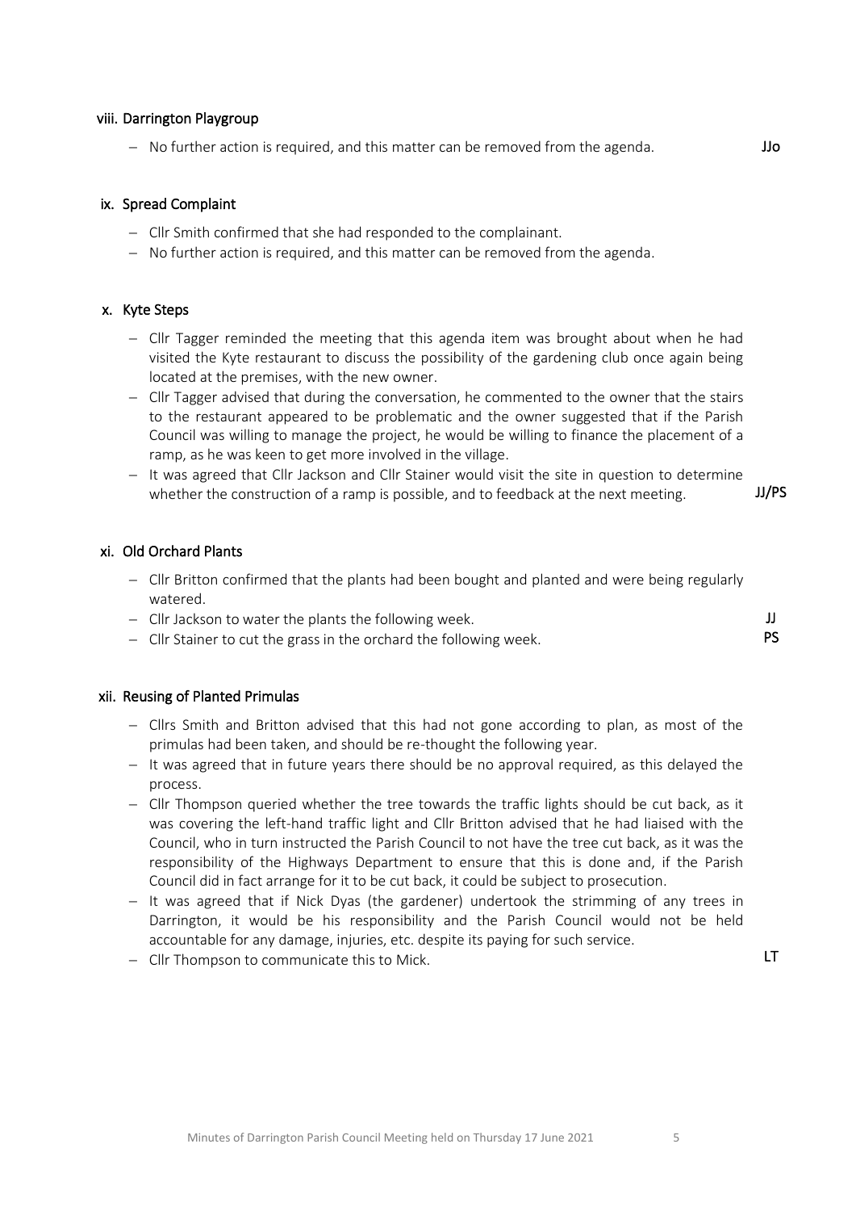### viii. Darrington Playgroup

- No further action is required, and this matter can be removed from the agenda. **JJo**

### ix. Spread Complaint

- Cllr Smith confirmed that she had responded to the complainant.
- No further action is required, and this matter can be removed from the agenda.

### x. Kyte Steps

- Cllr Tagger reminded the meeting that this agenda item was brought about when he had visited the Kyte restaurant to discuss the possibility of the gardening club once again being located at the premises, with the new owner.
- Cllr Tagger advised that during the conversation, he commented to the owner that the stairs to the restaurant appeared to be problematic and the owner suggested that if the Parish Council was willing to manage the project, he would be willing to finance the placement of a ramp, as he was keen to get more involved in the village.
- It was agreed that Cllr Jackson and Cllr Stainer would visit the site in question to determine whether the construction of a ramp is possible, and to feedback at the next meeting. **JJ/PS**

### xi. Old Orchard Plants

- Cllr Britton confirmed that the plants had been bought and planted and were being regularly watered.
- Cllr Jackson to water the plants the following week. **JJ**
- Cllr Stainer to cut the grass in the orchard the following week. **PS**

### xii. Reusing of Planted Primulas

- Cllrs Smith and Britton advised that this had not gone according to plan, as most of the primulas had been taken, and should be re-thought the following year.
- It was agreed that in future years there should be no approval required, as this delayed the process.
- Cllr Thompson queried whether the tree towards the traffic lights should be cut back, as it was covering the left-hand traffic light and Cllr Britton advised that he had liaised with the Council, who in turn instructed the Parish Council to not have the tree cut back, as it was the responsibility of the Highways Department to ensure that this is done and, if the Parish Council did in fact arrange for it to be cut back, it could be subject to prosecution.
- It was agreed that if Nick Dyas (the gardener) undertook the strimming of any trees in Darrington, it would be his responsibility and the Parish Council would not be held accountable for any damage, injuries, etc. despite its paying for such service.
- Cllr Thompson to communicate this to Mick. **LT**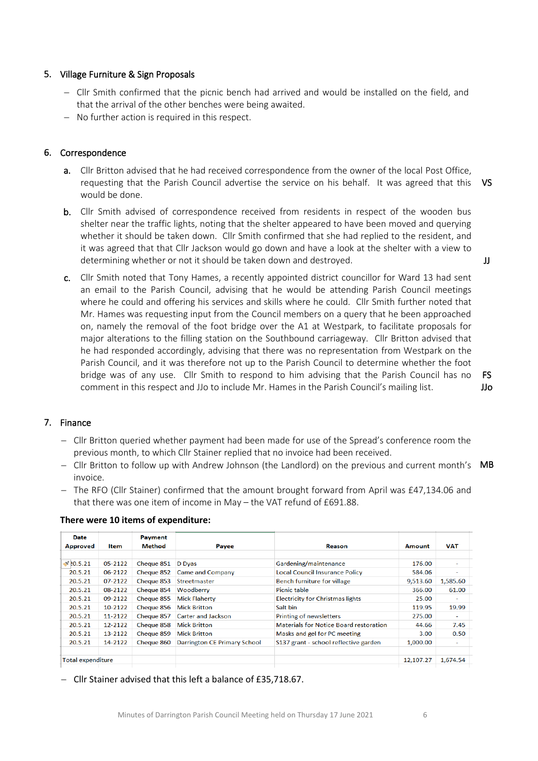## 5. Village Furniture & Sign Proposals

- Cllr Smith confirmed that the picnic bench had arrived and would be installed on the field, and that the arrival of the other benches were being awaited.
- No further action is required in this respect.

## 6. Correspondence

a. Cllr Britton advised that he had received correspondence from the owner of the local Post Office, requesting that the Parish Council advertise the service on his behalf. It was agreed that this would be done. **VS**

b. Cllr Smith advised of correspondence received from residents in respect of the wooden bus shelter near the traffic lights, noting that the shelter appeared to have been moved and querying whether it should be taken down. Cllr Smith confirmed that she had replied to the resident, and it was agreed that that Cllr Jackson would go down and have a look at the shelter with a view to determining whether or not it should be taken down and destroyed. **JJ**

c. Cllr Smith noted that Tony Hames, a recently appointed district councillor for Ward 13 had sent an email to the Parish Council, advising that he would be attending Parish Council meetings where he could and offering his services and skills where he could. Cllr Smith further noted that Mr. Hames was requesting input from the Council members on a query that he been approached on, namely the removal of the foot bridge over the A1 at Westpark, to facilitate proposals for major alterations to the filling station on the Southbound carriageway. Cllr Britton advised that he had responded accordingly, advising that there was no representation from Westpark on the Parish Council, and it was therefore not up to the Parish Council to determine whether the foot bridge was of any use. Cllr Smith to respond to him advising that the Parish Council has no comment in this respect and JJo to include Mr. Hames in the Parish Council's mailing list. **FS** **JJo**

## 7. Finance

- Cllr Britton queried whether payment had been made for use of the Spread's conference room the previous month, to which Cllr Stainer replied that no invoice had been received.
- Cllr Britton to follow up with Andrew Johnson (the Landlord) on the previous and current month's invoice. **MB**
- The RFO (Cllr Stainer) confirmed that the amount brought forward from April was £47,134.06 and that there was one item of income in May – the VAT refund of £691.88.

**There were 10 items of expenditure:**

| Date Approved | Item | Payment Method | Payee | Reason | Amount | VAT |
|---|---|---|---|---|---|---|
| 20.5.21 | 05-2122 | Cheque 851 | D Dyas | Gardening/maintenance | 176.00 | - |
| 20.5.21 | 06-2122 | Cheque 852 | Came and Company | Local Council Insurance Policy | 584.06 | - |
| 20.5.21 | 07-2122 | Cheque 853 | Streetmaster | Bench furniture for village | 9,513.60 | 1,585.60 |
| 20.5.21 | 08-2122 | Cheque 854 | Woodberry | Picnic table | 366.00 | 61.00 |
| 20.5.21 | 09-2122 | Cheque 855 | Mick Flaherty | Electricity for Christmas lights | 25.00 | - |
| 20.5.21 | 10-2122 | Cheque 856 | Mick Britton | Salt bin | 119.95 | 19.99 |
| 20.5.21 | 11-2122 | Cheque 857 | Carter and Jackson | Printing of newsletters | 275.00 | - |
| 20.5.21 | 12-2122 | Cheque 858 | Mick Britton | Materials for Notice Board restoration | 44.66 | 7.45 |
| 20.5.21 | 13-2122 | Cheque 859 | Mick Britton | Masks and gel for PC meeting | 3.00 | 0.50 |
| 20.5.21 | 14-2122 | Cheque 860 | Darrington CE Primary School | S137 grant - school reflective garden | 1,000.00 | - |
| Total expenditure | | | | | 12,107.27 | 1,674.54 |

- Cllr Stainer advised that this left a balance of £35,718.67.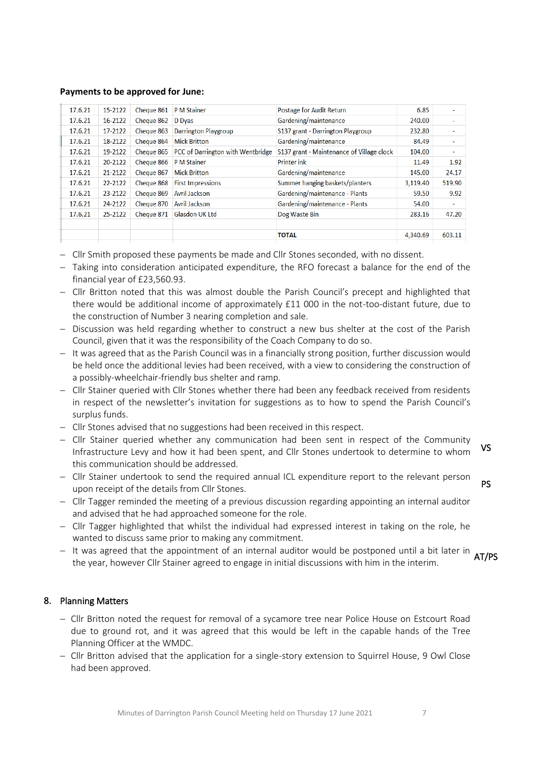**Payments to be approved for June:**

| | | | | | | |
|---|---|---|---|---|---|---|
| 17.6.21 | 15-2122 | Cheque 861 | P M Stainer | Postage for Audit Return | 6.85 | - |
| 17.6.21 | 16-2122 | Cheque 862 | D Dyas | Gardening/maintenance | 240.00 | - |
| 17.6.21 | 17-2122 | Cheque 863 | Darrington Playgroup | S137 grant - Darrington Playgroup | 232.80 | - |
| 17.6.21 | 18-2122 | Cheque 864 | Mick Britton | Gardening/maintenance | 84.49 | - |
| 17.6.21 | 19-2122 | Cheque 865 | PCC of Darrington with Wentbridge | S137 grant - Maintenance of Village clock | 104.00 | - |
| 17.6.21 | 20-2122 | Cheque 866 | P M Stainer | Printer ink | 11.49 | 1.92 |
| 17.6.21 | 21-2122 | Cheque 867 | Mick Britton | Gardening/maintenance | 145.00 | 24.17 |
| 17.6.21 | 22-2122 | Cheque 868 | First Impressions | Summer hanging baskets/planters | 3,119.40 | 519.90 |
| 17.6.21 | 23-2122 | Cheque 869 | Avril Jackson | Gardening/maintenance - Plants | 59.50 | 9.92 |
| 17.6.21 | 24-2122 | Cheque 870 | Avril Jackson | Gardening/maintenance - Plants | 54.00 | - |
| 17.6.21 | 25-2122 | Cheque 871 | Glasdon UK Ltd | Dog Waste Bin | 283.16 | 47.20 |
| | | | | | | |
| | | | | **TOTAL** | 4,340.69 | 603.11 |

- Cllr Smith proposed these payments be made and Cllr Stones seconded, with no dissent.
- Taking into consideration anticipated expenditure, the RFO forecast a balance for the end of the financial year of £23,560.93.
- Cllr Britton noted that this was almost double the Parish Council's precept and highlighted that there would be additional income of approximately £11 000 in the not-too-distant future, due to the construction of Number 3 nearing completion and sale.
- Discussion was held regarding whether to construct a new bus shelter at the cost of the Parish Council, given that it was the responsibility of the Coach Company to do so.
- It was agreed that as the Parish Council was in a financially strong position, further discussion would be held once the additional levies had been received, with a view to considering the construction of a possibly-wheelchair-friendly bus shelter and ramp.
- Cllr Stainer queried with Cllr Stones whether there had been any feedback received from residents in respect of the newsletter's invitation for suggestions as to how to spend the Parish Council's surplus funds.
- Cllr Stones advised that no suggestions had been received in this respect.
- Cllr Stainer queried whether any communication had been sent in respect of the Community Infrastructure Levy and how it had been spent, and Cllr Stones undertook to determine to whom this communication should be addressed. **VS**
- Cllr Stainer undertook to send the required annual ICL expenditure report to the relevant person upon receipt of the details from Cllr Stones. **PS**
- Cllr Tagger reminded the meeting of a previous discussion regarding appointing an internal auditor and advised that he had approached someone for the role.
- Cllr Tagger highlighted that whilst the individual had expressed interest in taking on the role, he wanted to discuss same prior to making any commitment.
- It was agreed that the appointment of an internal auditor would be postponed until a bit later in the year, however Cllr Stainer agreed to engage in initial discussions with him in the interim. **AT/PS**

## 8. Planning Matters

- Cllr Britton noted the request for removal of a sycamore tree near Police House on Estcourt Road due to ground rot, and it was agreed that this would be left in the capable hands of the Tree Planning Officer at the WMDC.
- Cllr Britton advised that the application for a single-story extension to Squirrel House, 9 Owl Close had been approved.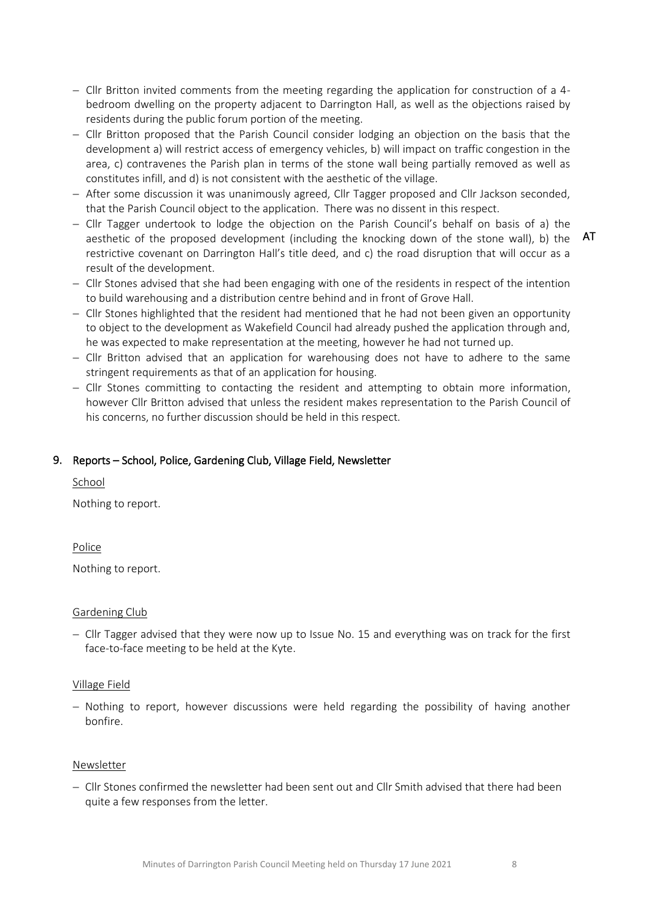- Cllr Britton invited comments from the meeting regarding the application for construction of a 4-bedroom dwelling on the property adjacent to Darrington Hall, as well as the objections raised by residents during the public forum portion of the meeting.
- Cllr Britton proposed that the Parish Council consider lodging an objection on the basis that the development a) will restrict access of emergency vehicles, b) will impact on traffic congestion in the area, c) contravenes the Parish plan in terms of the stone wall being partially removed as well as constitutes infill, and d) is not consistent with the aesthetic of the village.
- After some discussion it was unanimously agreed, Cllr Tagger proposed and Cllr Jackson seconded, that the Parish Council object to the application. There was no dissent in this respect.
- Cllr Tagger undertook to lodge the objection on the Parish Council's behalf on basis of a) the aesthetic of the proposed development (including the knocking down of the stone wall), b) the restrictive covenant on Darrington Hall's title deed, and c) the road disruption that will occur as a result of the development. **AT**
- Cllr Stones advised that she had been engaging with one of the residents in respect of the intention to build warehousing and a distribution centre behind and in front of Grove Hall.
- Cllr Stones highlighted that the resident had mentioned that he had not been given an opportunity to object to the development as Wakefield Council had already pushed the application through and, he was expected to make representation at the meeting, however he had not turned up.
- Cllr Britton advised that an application for warehousing does not have to adhere to the same stringent requirements as that of an application for housing.
- Cllr Stones committing to contacting the resident and attempting to obtain more information, however Cllr Britton advised that unless the resident makes representation to the Parish Council of his concerns, no further discussion should be held in this respect.

## 9. Reports – School, Police, Gardening Club, Village Field, Newsletter

School

Nothing to report.

Police

Nothing to report.

Gardening Club

- Cllr Tagger advised that they were now up to Issue No. 15 and everything was on track for the first face-to-face meeting to be held at the Kyte.

Village Field

- Nothing to report, however discussions were held regarding the possibility of having another bonfire.

Newsletter

- Cllr Stones confirmed the newsletter had been sent out and Cllr Smith advised that there had been quite a few responses from the letter.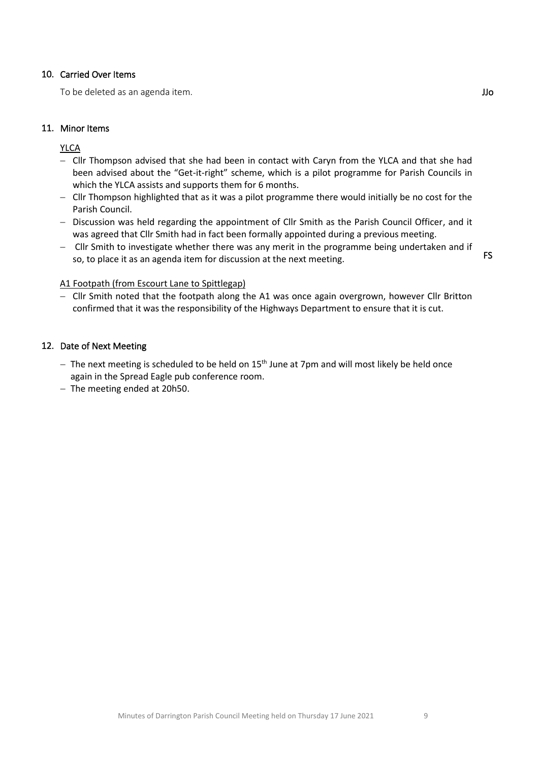## 10. Carried Over Items

To be deleted as an agenda item. **JJo**

## 11. Minor Items

YLCA

- Cllr Thompson advised that she had been in contact with Caryn from the YLCA and that she had been advised about the "Get-it-right" scheme, which is a pilot programme for Parish Councils in which the YLCA assists and supports them for 6 months.
- Cllr Thompson highlighted that as it was a pilot programme there would initially be no cost for the Parish Council.
- Discussion was held regarding the appointment of Cllr Smith as the Parish Council Officer, and it was agreed that Cllr Smith had in fact been formally appointed during a previous meeting.
- Cllr Smith to investigate whether there was any merit in the programme being undertaken and if so, to place it as an agenda item for discussion at the next meeting. **FS**

A1 Footpath (from Escourt Lane to Spittlegap)

- Cllr Smith noted that the footpath along the A1 was once again overgrown, however Cllr Britton confirmed that it was the responsibility of the Highways Department to ensure that it is cut.

## 12. Date of Next Meeting

- The next meeting is scheduled to be held on 15th June at 7pm and will most likely be held once again in the Spread Eagle pub conference room.
- The meeting ended at 20h50.